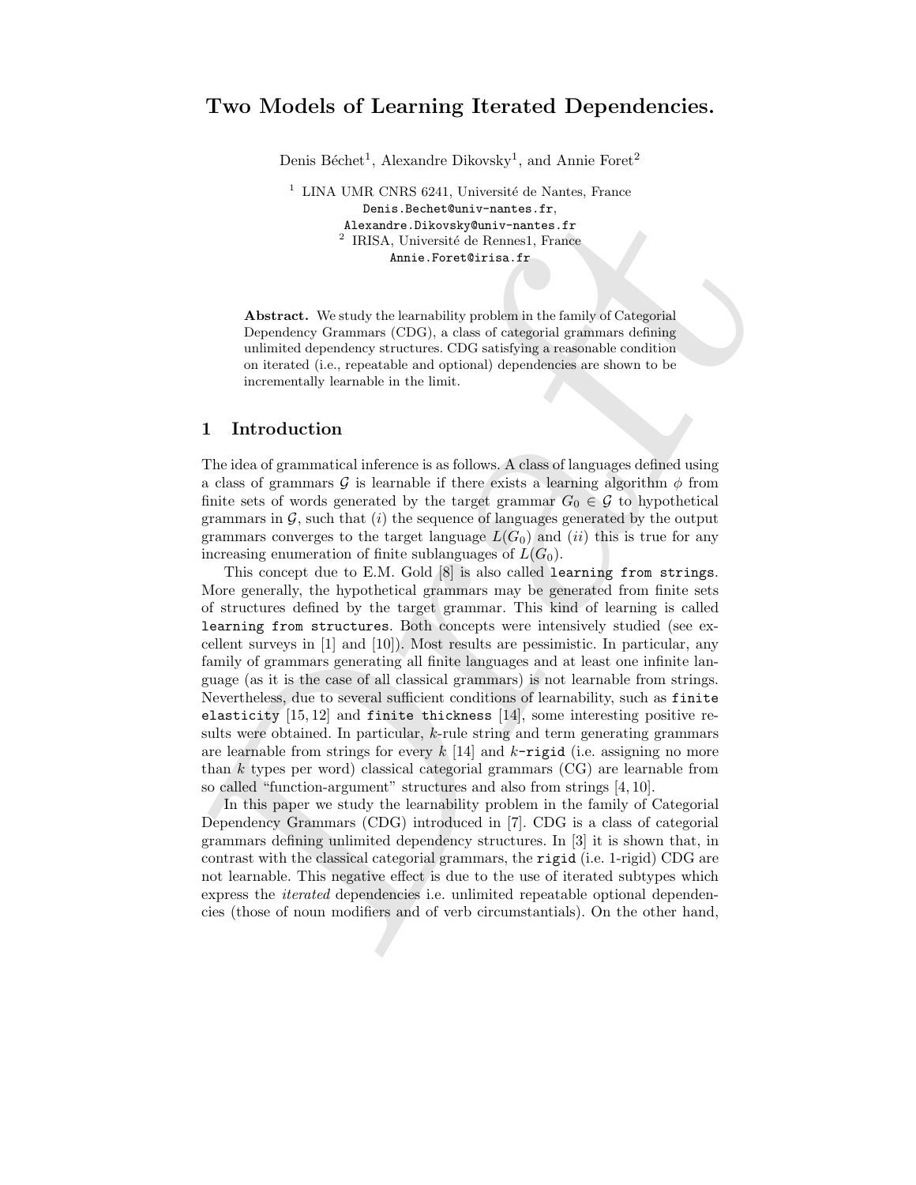# Two Models of Learning Iterated Dependencies.

Denis Béchet[1], Alexandre Dikovsky[1], and Annie Foret[2]

[1] LINA UMR CNRS 6241, Université de Nantes, France
Denis.Bechet@univ-nantes.fr,
Alexandre.Dikovsky@univ-nantes.fr
[2] IRISA, Université de Rennes1, France
Annie.Foret@irisa.fr

**Abstract.** We study the learnability problem in the family of Categorial Dependency Grammars (CDG), a class of categorial grammars defining unlimited dependency structures. CDG satisfying a reasonable condition on iterated (i.e., repeatable and optional) dependencies are shown to be incrementally learnable in the limit.

## 1 Introduction

The idea of grammatical inference is as follows. A class of languages defined using a class of grammars $\mathcal{G}$ is learnable if there exists a learning algorithm $\phi$ from finite sets of words generated by the target grammar $G_0 \in \mathcal{G}$ to hypothetical grammars in $\mathcal{G}$, such that $(i)$ the sequence of languages generated by the output grammars converges to the target language $L(G_0)$ and $(ii)$ this is true for any increasing enumeration of finite sublanguages of $L(G_0)$.

This concept due to E.M. Gold [8] is also called `learning from strings`. More generally, the hypothetical grammars may be generated from finite sets of structures defined by the target grammar. This kind of learning is called `learning from structures`. Both concepts were intensively studied (see excellent surveys in [1] and [10]). Most results are pessimistic. In particular, any family of grammars generating all finite languages and at least one infinite language (as it is the case of all classical grammars) is not learnable from strings. Nevertheless, due to several sufficient conditions of learnability, such as `finite elasticity` [15, 12] and `finite thickness` [14], some interesting positive results were obtained. In particular, $k$-rule string and term generating grammars are learnable from strings for every $k$ [14] and $k$-`rigid` (i.e. assigning no more than $k$ types per word) classical categorial grammars (CG) are learnable from so called "function-argument" structures and also from strings [4, 10].

In this paper we study the learnability problem in the family of Categorial Dependency Grammars (CDG) introduced in [7]. CDG is a class of categorial grammars defining unlimited dependency structures. In [3] it is shown that, in contrast with the classical categorial grammars, the `rigid` (i.e. 1-rigid) CDG are not learnable. This negative effect is due to the use of iterated subtypes which express the *iterated* dependencies i.e. unlimited repeatable optional dependencies (those of noun modifiers and of verb circumstantials). On the other hand,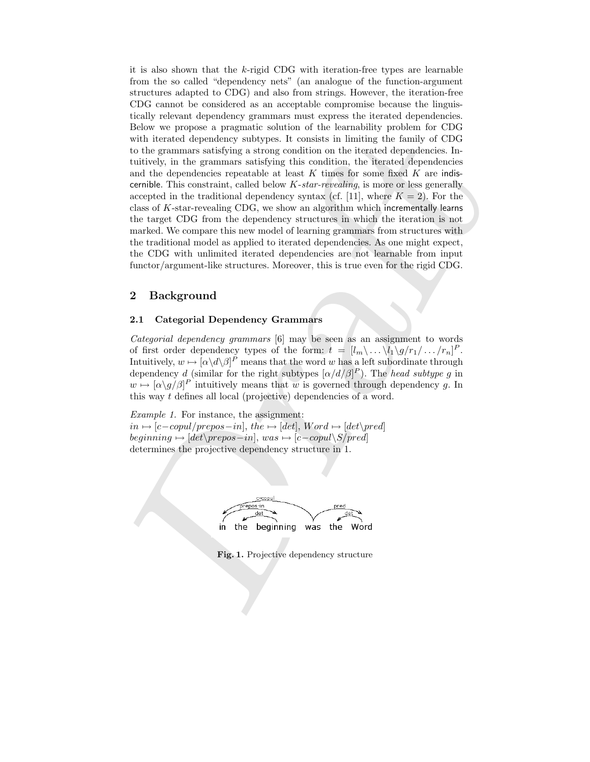it is also shown that the $k$-rigid CDG with iteration-free types are learnable from the so called "dependency nets" (an analogue of the function-argument structures adapted to CDG) and also from strings. However, the iteration-free CDG cannot be considered as an acceptable compromise because the linguistically relevant dependency grammars must express the iterated dependencies. Below we propose a pragmatic solution of the learnability problem for CDG with iterated dependency subtypes. It consists in limiting the family of CDG to the grammars satisfying a strong condition on the iterated dependencies. Intuitively, in the grammars satisfying this condition, the iterated dependencies and the dependencies repeatable at least $K$ times for some fixed $K$ are indiscernible. This constraint, called below *$K$-star-revealing*, is more or less generally accepted in the traditional dependency syntax (cf. [11], where $K = 2$). For the class of $K$-star-revealing CDG, we show an algorithm which incrementally learns the target CDG from the dependency structures in which the iteration is not marked. We compare this new model of learning grammars from structures with the traditional model as applied to iterated dependencies. As one might expect, the CDG with unlimited iterated dependencies are not learnable from input functor/argument-like structures. Moreover, this is true even for the rigid CDG.

## 2 Background

### 2.1 Categorial Dependency Grammars

*Categorial dependency grammars* [6] may be seen as an assignment to words of first order dependency types of the form: $t = [l_m\backslash \ldots \backslash l_1 \backslash g / r_1 / \ldots / r_n]^P$. Intuitively, $w \mapsto [\alpha\backslash d \backslash \beta]^P$ means that the word $w$ has a left subordinate through dependency $d$ (similar for the right subtypes $[\alpha/d/\beta]^P$). The *head subtype* $g$ in $w \mapsto [\alpha\backslash g/\beta]^P$ intuitively means that $w$ is governed through dependency $g$. In this way $t$ defines all local (projective) dependencies of a word.

*Example 1.* For instance, the assignment:
$in \mapsto [c{-}copul/prepos{-}in]$, $the \mapsto [det]$, $Word \mapsto [det\backslash pred]$
$beginning \mapsto [det\backslash prepos{-}in]$, $was \mapsto [c{-}copul\backslash S/pred]$
determines the projective dependency structure in 1.

**Fig. 1.** Projective dependency structure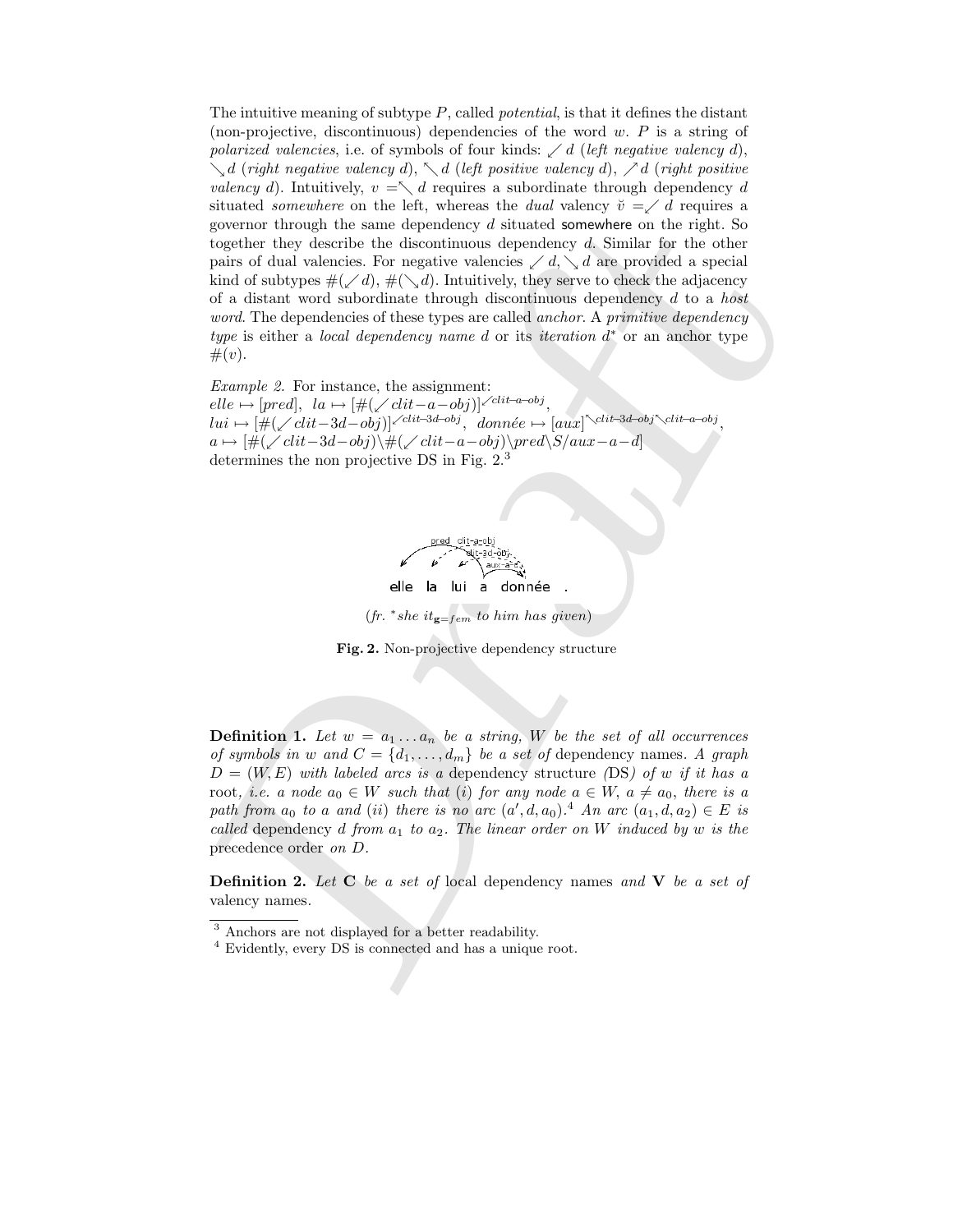The intuitive meaning of subtype $P$, called *potential*, is that it defines the distant (non-projective, discontinuous) dependencies of the word $w$. $P$ is a string of *polarized valencies*, i.e. of symbols of four kinds: $\swarrow d$ (*left negative valency* $d$), $\searrow d$ (*right negative valency* $d$), $\nwarrow d$ (*left positive valency* $d$), $\nearrow d$ (*right positive valency* $d$). Intuitively, $v = \nwarrow d$ requires a subordinate through dependency $d$ situated *somewhere* on the left, whereas the *dual* valency $\breve{v} = \swarrow d$ requires a governor through the same dependency $d$ situated somewhere on the right. So together they describe the discontinuous dependency $d$. Similar for the other pairs of dual valencies. For negative valencies $\swarrow d, \searrow d$ are provided a special kind of subtypes $\#(\swarrow d)$, $\#(\searrow d)$. Intuitively, they serve to check the adjacency of a distant word subordinate through discontinuous dependency $d$ to a *host word*. The dependencies of these types are called *anchor*. A *primitive dependency type* is either a *local dependency name* $d$ or its *iteration* $d^*$ or an anchor type $\#(v)$.

*Example 2.* For instance, the assignment:
$elle \mapsto [pred]$, $la \mapsto [\#(\swarrow clit{-}a{-}obj)]^{\swarrow clit\text{-}a\text{-}obj}$,
$lui \mapsto [\#(\swarrow clit{-}3d{-}obj)]^{\swarrow clit\text{-}3d\text{-}obj}$, $donnée \mapsto [aux]^{\nwarrow clit\text{-}3d\text{-}obj \nwarrow clit\text{-}a\text{-}obj}$,
$a \mapsto [\#(\swarrow clit{-}3d{-}obj)\backslash\#(\swarrow clit{-}a{-}obj)\backslash pred\backslash S/aux{-}a{-}d]$
determines the non projective DS in Fig. 2.[3]

(fr. *she $it_{\mathbf{g}=fem}$ to him has given)

**Fig. 2.** Non-projective dependency structure

**Definition 1.** *Let $w = a_1 \dots a_n$ be a string, $W$ be the set of all occurrences of symbols in $w$ and $C = \{d_1, \dots, d_m\}$ be a set of* dependency names. *A graph $D = (W, E)$ with labeled arcs is a* dependency structure *(*DS*) of $w$ if it has a* root*, i.e. a node $a_0 \in W$ such that (i) for any node $a \in W$, $a \neq a_0$, there is a path from $a_0$ to $a$ and (ii) there is no arc $(a', d, a_0)$.*[4] *An arc $(a_1, d, a_2) \in E$ is called* dependency $d$ *from $a_1$ to $a_2$. The linear order on $W$ induced by $w$ is the* precedence order *on $D$.*

**Definition 2.** *Let* $\mathbf{C}$ *be a set of* local dependency names *and* $\mathbf{V}$ *be a set of* valency names.

---

[3] Anchors are not displayed for a better readability.

[4] Evidently, every DS is connected and has a unique root.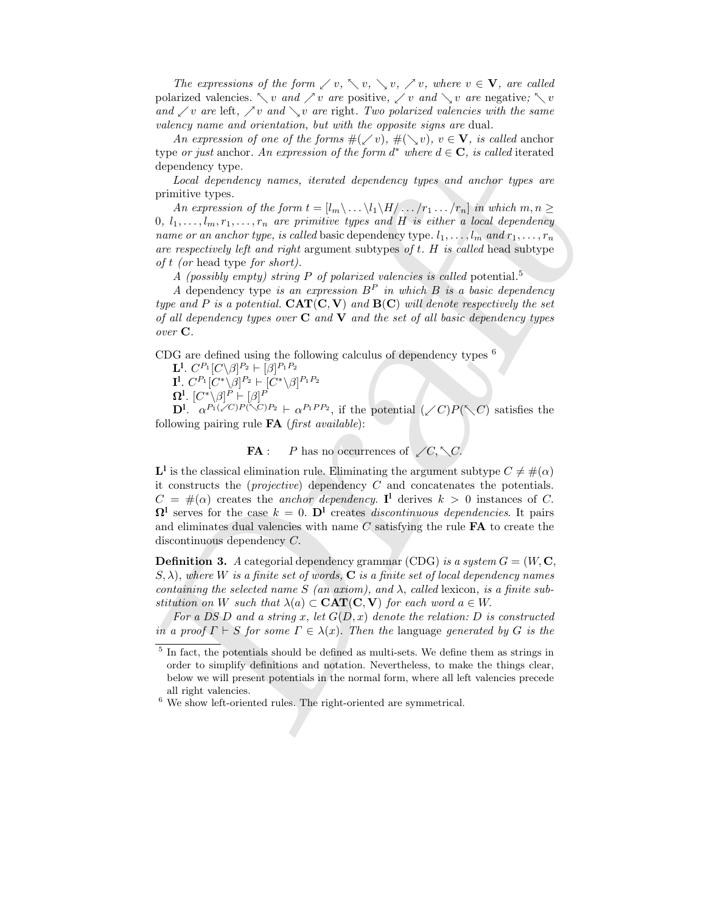*The expressions of the form* $\swarrow v$, $\nwarrow v$, $\searrow v$, $\nearrow v$, *where* $v \in \mathbf{V}$, *are called* polarized valencies. $\nwarrow v$ *and* $\nearrow v$ *are* positive, $\swarrow v$ *and* $\searrow v$ *are* negative*;* $\nwarrow v$ *and* $\swarrow v$ *are* left, $\nearrow v$ *and* $\searrow v$ *are* right*. Two polarized valencies with the same valency name and orientation, but with the opposite signs are* dual.

*An expression of one of the forms* $\#(\swarrow v)$, $\#(\searrow v)$, $v \in \mathbf{V}$, *is called* anchor type *or just* anchor. *An expression of the form* $d^*$ *where* $d \in \mathbf{C}$, *is called* iterated dependency type.

*Local dependency names, iterated dependency types and anchor types are* primitive types.

*An expression of the form* $t = [l_m\backslash \ldots \backslash l_1 \backslash H / \ldots / r_1 \ldots / r_n]$ *in which* $m, n \geq 0$, $l_1, \ldots, l_m, r_1, \ldots, r_n$ *are primitive types and* $H$ *is either a local dependency name or an anchor type, is called* basic dependency type. $l_1, \ldots, l_m$ *and* $r_1, \ldots, r_n$ *are respectively left and right* argument subtypes *of* $t$. $H$ *is called* head subtype *of* $t$ *(or* head type *for short).*

*A (possibly empty) string* $P$ *of polarized valencies is called* potential.[5]

*A* dependency type *is an expression* $B^P$ *in which* $B$ *is a basic dependency type and* $P$ *is a potential.* $\mathbf{CAT}(\mathbf{C}, \mathbf{V})$ *and* $\mathbf{B}(\mathbf{C})$ *will denote respectively the set of all dependency types over* $\mathbf{C}$ *and* $\mathbf{V}$ *and the set of all basic dependency types over* $\mathbf{C}$.

CDG are defined using the following calculus of dependency types [6]

$\mathbf{L^l}$. $C^{P_1}[C\backslash\beta]^{P_2} \vdash [\beta]^{P_1P_2}$

$\mathbf{I^l}$. $C^{P_1}[C^*\backslash\beta]^{P_2} \vdash [C^*\backslash\beta]^{P_1P_2}$

$\mathbf{\Omega^l}$. $[C^*\backslash\beta]^{P} \vdash [\beta]^{P}$

$\mathbf{D^l}$. $\alpha^{P_1(\swarrow C)P(\nwarrow C)P_2} \vdash \alpha^{P_1PP_2}$, if the potential $(\swarrow C)P(\nwarrow C)$ satisfies the following pairing rule **FA** (*first available*):

$$\mathbf{FA}: \quad P \text{ has no occurrences of } \swarrow C, \nwarrow C.$$

$\mathbf{L^l}$ is the classical elimination rule. Eliminating the argument subtype $C \neq \#(\alpha)$ it constructs the (*projective*) dependency $C$ and concatenates the potentials. $C = \#(\alpha)$ creates the *anchor dependency*. $\mathbf{I^l}$ derives $k > 0$ instances of $C$. $\mathbf{\Omega^l}$ serves for the case $k = 0$. $\mathbf{D^l}$ creates *discontinuous dependencies*. It pairs and eliminates dual valencies with name $C$ satisfying the rule **FA** to create the discontinuous dependency $C$.

**Definition 3.** *A categorial dependency grammar (CDG) is a system* $G = (W, \mathbf{C}, S, \lambda)$, *where* $W$ *is a finite set of words,* $\mathbf{C}$ *is a finite set of local dependency names containing the selected name* $S$ *(an axiom), and* $\lambda$, *called* lexicon, *is a finite substitution on* $W$ *such that* $\lambda(a) \subset \mathbf{CAT}(\mathbf{C}, \mathbf{V})$ *for each word* $a \in W$.

*For a DS* $D$ *and a string* $x$, *let* $G(D, x)$ *denote the relation:* $D$ *is constructed in a proof* $\Gamma \vdash S$ *for some* $\Gamma \in \lambda(x)$. *Then the* language *generated by* $G$ *is the*

[5] In fact, the potentials should be defined as multi-sets. We define them as strings in order to simplify definitions and notation. Nevertheless, to make the things clear, below we will present potentials in the normal form, where all left valencies precede all right valencies.

[6] We show left-oriented rules. The right-oriented are symmetrical.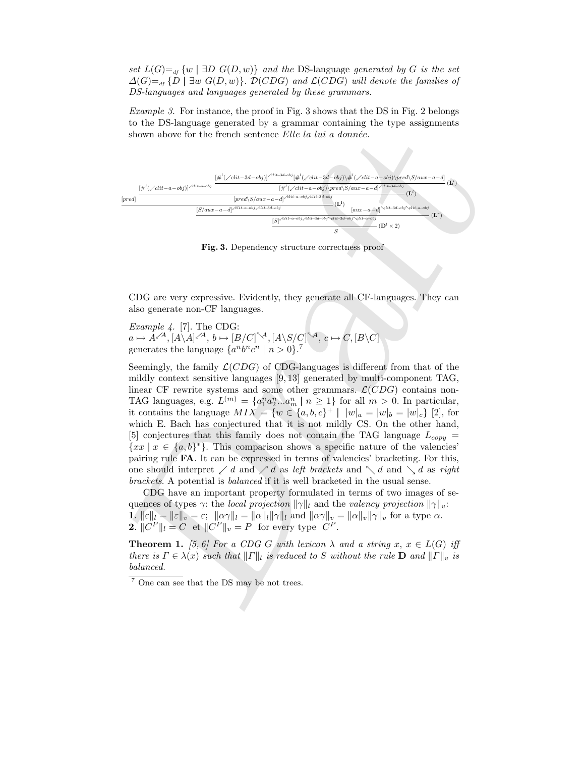set $L(G)=_{df} \{w \parallel \exists D\ G(D,w)\}$ *and the* DS-language *generated by* $G$ *is the set* $\Delta(G)=_{df} \{D \parallel \exists w\ G(D,w)\}$. $\mathcal{D}(CDG)$ *and* $\mathcal{L}(CDG)$ *will denote the families of DS-languages and languages generated by these grammars.*

*Example 3.* For instance, the proof in Fig. 3 shows that the DS in Fig. 2 belongs to the DS-language generated by a grammar containing the type assignments shown above for the french sentence *Elle la lui a donnée*.

$$\dfrac{[pred] \quad \dfrac{\dfrac{[\#^l(\swarrow clit\text{-}a\text{-}obj)]^{\swarrow clit\text{-}a\text{-}obj} \quad \dfrac{[\#^l(\swarrow clit\text{-}3d\text{-}obj)]^{\swarrow clit\text{-}3d\text{-}obj}[\#^l(\swarrow clit\text{-}3d\text{-}obj)\backslash\#^l(\swarrow clit\text{-}a\text{-}obj)\backslash pred\backslash S/aux\text{-}a\text{-}d]}{[\#^l(\swarrow clit\text{-}a\text{-}obj)\backslash pred\backslash S/aux\text{-}a\text{-}d]^{\swarrow clit\text{-}3d\text{-}obj}}(\mathbf{L}^l)}{[pred\backslash S/aux\text{-}a\text{-}d]^{\swarrow clit\text{-}a\text{-}obj\swarrow clit\text{-}3d\text{-}obj}}(\mathbf{L}^l)}{\dfrac{\dfrac{[S/aux\text{-}a\text{-}d]^{\swarrow clit\text{-}a\text{-}obj\swarrow clit\text{-}3d\text{-}obj}}{}(\mathbf{L}^l) \quad [aux\text{-}a\text{-}d]^{\nwarrow clit\text{-}3d\text{-}obj\nwarrow clit\text{-}a\text{-}obj}}{[S]^{\swarrow clit\text{-}a\text{-}obj\swarrow clit\text{-}3d\text{-}obj\nwarrow clit\text{-}3d\text{-}obj\nwarrow clit\text{-}a\text{-}obj}}(\mathbf{L}^r)}}{S}(\mathbf{D}^l \times 2)$$

**Fig. 3.** Dependency structure correctness proof

CDG are very expressive. Evidently, they generate all CF-languages. They can also generate non-CF languages.

*Example 4.* [7]. The CDG:
$a \mapsto A^{\swarrow A}, [A\backslash A]^{\swarrow A}$, $b \mapsto [B/C]^{\nwarrow A}, [A\backslash S/C]^{\nwarrow A}$, $c \mapsto C, [B\backslash C]$
generates the language $\{a^n b^n c^n \mid n > 0\}$.[7]

Seemingly, the family $\mathcal{L}(CDG)$ of CDG-languages is different from that of the mildly context sensitive languages [9, 13] generated by multi-component TAG, linear CF rewrite systems and some other grammars. $\mathcal{L}(CDG)$ contains non-TAG languages, e.g. $L^{(m)} = \{a_1^n a_2^n ... a_m^n \parallel n \geq 1\}$ for all $m > 0$. In particular, it contains the language $MIX = \{w \in \{a,b,c\}^+ \parallel\ |w|_a = |w|_b = |w|_c\}$ [2], for which E. Bach has conjectured that it is not mildly CS. On the other hand, [5] conjectures that this family does not contain the TAG language $L_{copy} = \{xx \parallel x \in \{a,b\}^*\}$. This comparison shows a specific nature of the valencies' pairing rule **FA**. It can be expressed in terms of valencies' bracketing. For this, one should interpret $\swarrow d$ and $\nearrow d$ as *left brackets* and $\nwarrow d$ and $\searrow d$ as *right brackets*. A potential is *balanced* if it is well bracketed in the usual sense.

CDG have an important property formulated in terms of two images of sequences of types $\gamma$: the *local projection* $\|\gamma\|_l$ and the *valency projection* $\|\gamma\|_v$:
**1**. $\|\varepsilon\|_l = \|\varepsilon\|_v = \varepsilon$; $\|\alpha\gamma\|_l = \|\alpha\|_l\|\gamma\|_l$ and $\|\alpha\gamma\|_v = \|\alpha\|_v\|\gamma\|_v$ for a type $\alpha$.
**2**. $\|C^P\|_l = C$ et $\|C^P\|_v = P$ for every type $C^P$.

**Theorem 1.** *[5, 6] For a CDG $G$ with lexicon $\lambda$ and a string $x$, $x \in L(G)$ iff there is $\Gamma \in \lambda(x)$ such that $\|\Gamma\|_l$ is reduced to $S$ without the rule* **D** *and $\|\Gamma\|_v$ is balanced.*

[7] One can see that the DS may be not trees.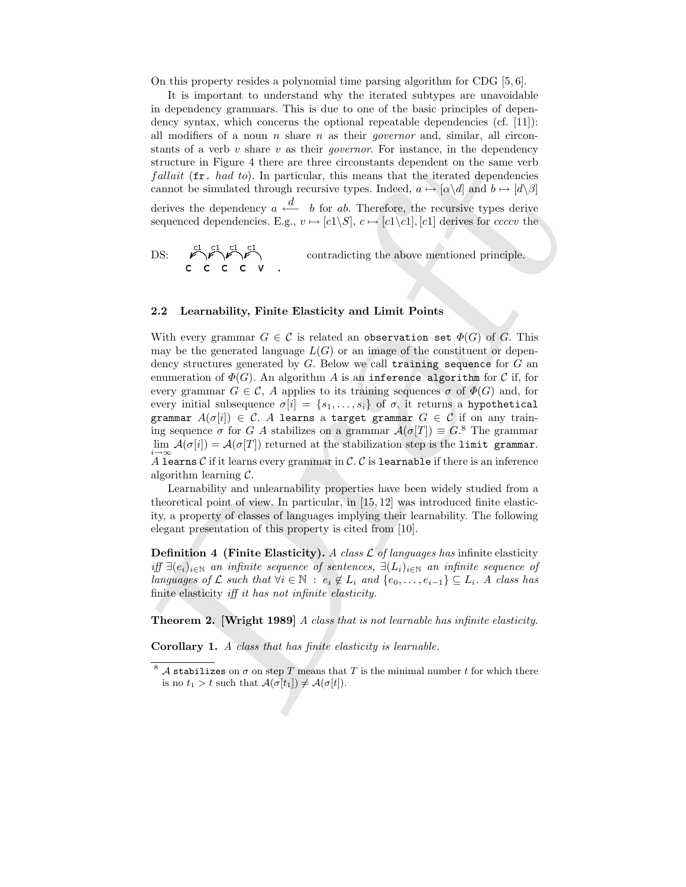On this property resides a polynomial time parsing algorithm for CDG [5, 6].

It is important to understand why the iterated subtypes are unavoidable in dependency grammars. This is due to one of the basic principles of dependency syntax, which concerns the optional repeatable dependencies (cf. [11]): all modifiers of a noun $n$ share $n$ as their *governor* and, similar, all circonstants of a verb $v$ share $v$ as their *governor*. For instance, in the dependency structure in Figure 4 there are three circonstants dependent on the same verb *fallait* (`fr.` *had to*). In particular, this means that the iterated dependencies cannot be simulated through recursive types. Indeed, $a \mapsto [\alpha\backslash d]$ and $b \mapsto [d\backslash\beta]$ derives the dependency $a \stackrel{d}{\longleftarrow} b$ for $ab$. Therefore, the recursive types derive sequenced dependencies. E.g., $v \mapsto [c1\backslash S]$, $c \mapsto [c1\backslash c1], [c1]$ derives for $ccccv$ the

DS: c c c c v (with dependencies c1, c1, c1, c1 chained between consecutive words) . contradicting the above mentioned principle.

### 2.2 Learnability, Finite Elasticity and Limit Points

With every grammar $G \in \mathcal{C}$ is related an `observation set` $\Phi(G)$ of $G$. This may be the generated language $L(G)$ or an image of the constituent or dependency structures generated by $G$. Below we call `training sequence` for $G$ an enumeration of $\Phi(G)$. An algorithm $A$ is an `inference algorithm` for $\mathcal{C}$ if, for every grammar $G \in \mathcal{C}$, $A$ applies to its training sequences $\sigma$ of $\Phi(G)$ and, for every initial subsequence $\sigma[i] = \{s_1, \ldots, s_i\}$ of $\sigma$, it returns a `hypothetical grammar` $A(\sigma[i]) \in \mathcal{C}$. $A$ `learns` a `target grammar` $G \in \mathcal{C}$ if on any training sequence $\sigma$ for $G$ $A$ stabilizes on a grammar $\mathcal{A}(\sigma[T]) \equiv G$.[8] The grammar $\lim_{i\to\infty} \mathcal{A}(\sigma[i]) = \mathcal{A}(\sigma[T])$ returned at the stabilization step is the `limit grammar`. $A$ `learns` $\mathcal{C}$ if it learns every grammar in $\mathcal{C}$. $\mathcal{C}$ is `learnable` if there is an inference algorithm learning $\mathcal{C}$.

Learnability and unlearnability properties have been widely studied from a theoretical point of view. In particular, in [15, 12] was introduced finite elasticity, a property of classes of languages implying their learnability. The following elegant presentation of this property is cited from [10].

**Definition 4 (Finite Elasticity).** *A class $\mathcal{L}$ of languages has* infinite elasticity *iff $\exists (e_i)_{i\in\mathbb{N}}$ an infinite sequence of sentences, $\exists (L_i)_{i\in\mathbb{N}}$ an infinite sequence of languages of $\mathcal{L}$ such that $\forall i \in \mathbb{N}$ : $e_i \notin L_i$ and $\{e_0, \ldots, e_{i-1}\} \subseteq L_i$. A class has* finite elasticity *iff it has not infinite elasticity.*

**Theorem 2. [Wright 1989]** *A class that is not learnable has infinite elasticity.*

**Corollary 1.** *A class that has finite elasticity is learnable.*

---

[8] $\mathcal{A}$ `stabilizes` on $\sigma$ on step $T$ means that $T$ is the minimal number $t$ for which there is no $t_1 > t$ such that $\mathcal{A}(\sigma[t_1]) \neq \mathcal{A}(\sigma[t])$.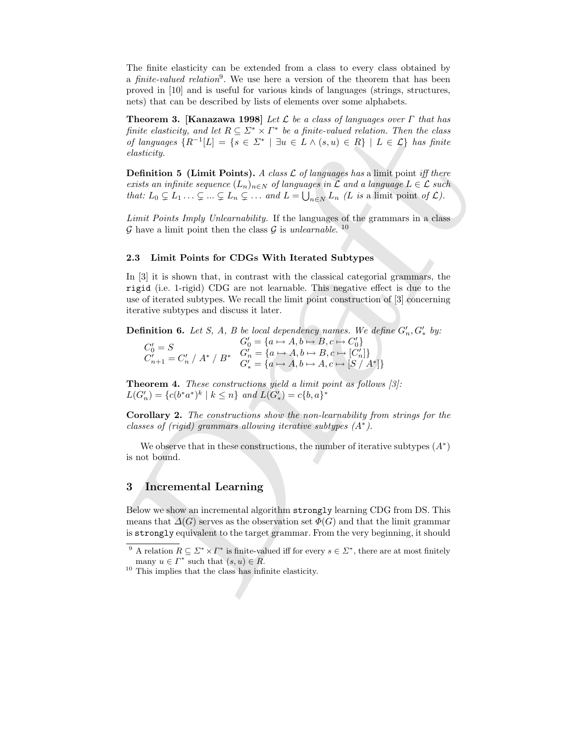The finite elasticity can be extended from a class to every class obtained by a *finite-valued relation*[9]. We use here a version of the theorem that has been proved in [10] and is useful for various kinds of languages (strings, structures, nets) that can be described by lists of elements over some alphabets.

**Theorem 3. [Kanazawa 1998]** *Let $\mathcal{L}$ be a class of languages over $\Gamma$ that has finite elasticity, and let $R \subseteq \Sigma^* \times \Gamma^*$ be a finite-valued relation. Then the class of languages $\{R^{-1}[L] = \{s \in \Sigma^* \mid \exists u \in L \wedge (s,u) \in R\} \mid L \in \mathcal{L}\}$ has finite elasticity.*

**Definition 5 (Limit Points).** *A class $\mathcal{L}$ of languages has* a limit point *iff there exists an infinite sequence $(L_n)_{n \in N}$ of languages in $\mathcal{L}$ and a language $L \in \mathcal{L}$ such that: $L_0 \subsetneq L_1 \ldots \subsetneq \ldots \subsetneq L_n \subsetneq \ldots$ and $L = \bigcup_{n \in N} L_n$ ($L$ is* a limit point *of $\mathcal{L}$).*

*Limit Points Imply Unlearnability.* If the languages of the grammars in a class $\mathcal{G}$ have a limit point then the class $\mathcal{G}$ is *unlearnable*. [10]

### 2.3 Limit Points for CDGs With Iterated Subtypes

In [3] it is shown that, in contrast with the classical categorial grammars, the `rigid` (i.e. 1-rigid) CDG are not learnable. This negative effect is due to the use of iterated subtypes. We recall the limit point construction of [3] concerning iterative subtypes and discuss it later.

**Definition 6.** *Let S, A, B be local dependency names. We define $G'_n, G'_*$ by:*

$$C'_0 = S \qquad G'_0 = \{a \mapsto A, b \mapsto B, c \mapsto C'_0\}$$
$$C'_{n+1} = C'_n \;/\; A^* \;/\; B^* \qquad G'_n = \{a \mapsto A, b \mapsto B, c \mapsto [C'_n]\}$$
$$G'_* = \{a \mapsto A, b \mapsto A, c \mapsto [S \;/\; A^*]\}$$

**Theorem 4.** *These constructions yield a limit point as follows [3]:*
*$L(G'_n) = \{c(b^*a^*)^k \mid k \leq n\}$ and $L(G'_*) = c\{b,a\}^*$*

**Corollary 2.** *The constructions show the non-learnability from strings for the classes of (rigid) grammars allowing iterative subtypes ($A^*$).*

We observe that in these constructions, the number of iterative subtypes ($A^*$) is not bound.

## 3 Incremental Learning

Below we show an incremental algorithm `strongly` learning CDG from DS. This means that $\Delta(G)$ serves as the observation set $\Phi(G)$ and that the limit grammar is `strongly` equivalent to the target grammar. From the very beginning, it should

---

[9] A relation $R \subseteq \Sigma^* \times \Gamma^*$ is finite-valued iff for every $s \in \Sigma^*$, there are at most finitely many $u \in \Gamma^*$ such that $(s,u) \in R$.

[10] This implies that the class has infinite elasticity.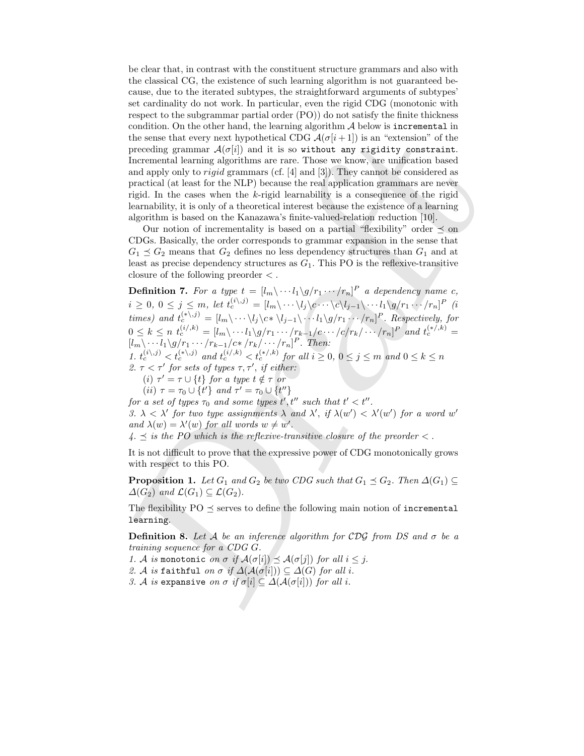be clear that, in contrast with the constituent structure grammars and also with the classical CG, the existence of such learning algorithm is not guaranteed because, due to the iterated subtypes, the straightforward arguments of subtypes' set cardinality do not work. In particular, even the rigid CDG (monotonic with respect to the subgrammar partial order (PO)) do not satisfy the finite thickness condition. On the other hand, the learning algorithm $\mathcal{A}$ below is `incremental` in the sense that every next hypothetical CDG $\mathcal{A}(\sigma[i+1])$ is an "extension" of the preceding grammar $\mathcal{A}(\sigma[i])$ and it is so `without any rigidity constraint`. Incremental learning algorithms are rare. Those we know, are unification based and apply only to *rigid* grammars (cf. [4] and [3]). They cannot be considered as practical (at least for the NLP) because the real application grammars are never rigid. In the cases when the $k$-rigid learnability is a consequence of the rigid learnability, it is only of a theoretical interest because the existence of a learning algorithm is based on the Kanazawa's finite-valued-relation reduction [10].

Our notion of incrementality is based on a partial "flexibility" order $\preceq$ on CDGs. Basically, the order corresponds to grammar expansion in the sense that $G_1 \preceq G_2$ means that $G_2$ defines no less dependency structures than $G_1$ and at least as precise dependency structures as $G_1$. This PO is the reflexive-transitive closure of the following preorder $<$.

**Definition 7.** *For a type $t = [l_m\backslash \cdots l_1\backslash g/r_1 \cdots /r_n]^P$ a dependency name $c$, $i \geq 0$, $0 \leq j \leq m$, let $t_c^{(i\backslash,j)} = [l_m\backslash \cdots \backslash l_j\backslash c \cdots \backslash c\backslash l_{j-1}\backslash \cdots l_1\backslash g/r_1 \cdots /r_n]^P$ ($i$ times) and $t_c^{(*\backslash,j)} = [l_m\backslash \cdots \backslash l_j\backslash c*\backslash l_{j-1}\backslash \cdots l_1\backslash g/r_1 \cdots /r_n]^P$. Respectively, for $0 \leq k \leq n$ $t_c^{(i/,k)} = [l_m\backslash \cdots l_1\backslash g/r_1 \cdots /r_{k-1}/c \cdots /c/r_k/ \cdots /r_n]^P$ and $t_c^{(*/,k)} = [l_m\backslash \cdots l_1\backslash g/r_1 \cdots /r_{k-1}/c*/r_k/ \cdots /r_n]^P$. Then:*
*1. $t_c^{(i\backslash,j)} < t_c^{(*\backslash,j)}$ and $t_c^{(i/,k)} < t_c^{(*/,k)}$ for all $i \geq 0$, $0 \leq j \leq m$ and $0 \leq k \leq n$*
*2. $\tau < \tau'$ for sets of types $\tau, \tau'$, if either:*
*(i) $\tau' = \tau \cup \{t\}$ for a type $t \notin \tau$ or*
*(ii) $\tau = \tau_0 \cup \{t'\}$ and $\tau' = \tau_0 \cup \{t''\}$*
*for a set of types $\tau_0$ and some types $t', t''$ such that $t' < t''$.*
*3. $\lambda < \lambda'$ for two type assignments $\lambda$ and $\lambda'$, if $\lambda(w') < \lambda'(w')$ for a word $w'$ and $\lambda(w) = \lambda'(w)$ for all words $w \neq w'$.*
*4. $\preceq$ is the PO which is the reflexive-transitive closure of the preorder $<$.*

It is not difficult to prove that the expressive power of CDG monotonically grows with respect to this PO.

**Proposition 1.** *Let $G_1$ and $G_2$ be two CDG such that $G_1 \preceq G_2$. Then $\Delta(G_1) \subseteq \Delta(G_2)$ and $\mathcal{L}(G_1) \subseteq \mathcal{L}(G_2)$.*

The flexibility PO $\preceq$ serves to define the following main notion of `incremental learning`.

**Definition 8.** *Let $\mathcal{A}$ be an inference algorithm for $\mathcal{CDG}$ from DS and $\sigma$ be a training sequence for a CDG $G$.*
*1. $\mathcal{A}$ is `monotonic` on $\sigma$ if $\mathcal{A}(\sigma[i]) \preceq \mathcal{A}(\sigma[j])$ for all $i \leq j$.*
*2. $\mathcal{A}$ is `faithful` on $\sigma$ if $\Delta(\mathcal{A}(\sigma[i])) \subseteq \Delta(G)$ for all $i$.*
*3. $\mathcal{A}$ is `expansive` on $\sigma$ if $\sigma[i] \subseteq \Delta(\mathcal{A}(\sigma[i]))$ for all $i$.*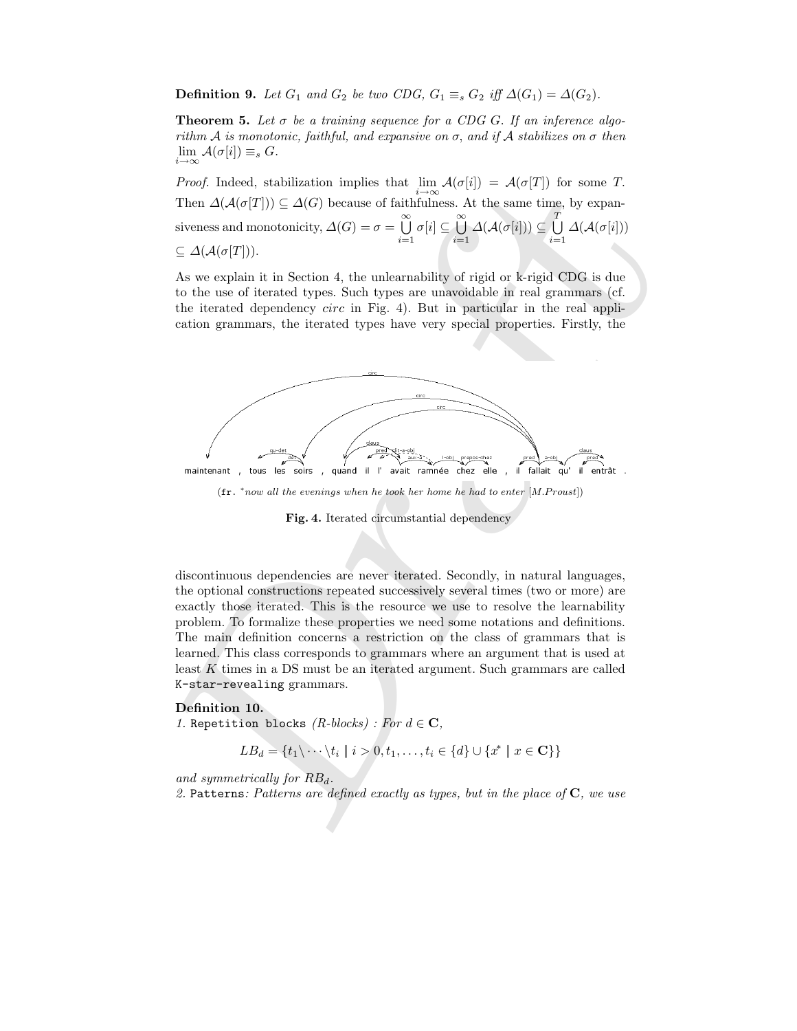**Definition 9.** *Let $G_1$ and $G_2$ be two CDG, $G_1 \equiv_s G_2$ iff $\Delta(G_1) = \Delta(G_2)$.*

**Theorem 5.** *Let $\sigma$ be a training sequence for a CDG $G$. If an inference algorithm $\mathcal{A}$ is monotonic, faithful, and expansive on $\sigma$, and if $\mathcal{A}$ stabilizes on $\sigma$ then $\lim_{i\to\infty} \mathcal{A}(\sigma[i]) \equiv_s G$.*

*Proof.* Indeed, stabilization implies that $\lim_{i\to\infty} \mathcal{A}(\sigma[i]) = \mathcal{A}(\sigma[T])$ for some $T$. Then $\Delta(\mathcal{A}(\sigma[T])) \subseteq \Delta(G)$ because of faithfulness. At the same time, by expansiveness and monotonicity, $\Delta(G) = \sigma = \bigcup_{i=1}^{\infty} \sigma[i] \subseteq \bigcup_{i=1}^{\infty} \Delta(\mathcal{A}(\sigma[i])) \subseteq \bigcup_{i=1}^{T} \Delta(\mathcal{A}(\sigma[i]))$ $\subseteq \Delta(\mathcal{A}(\sigma[T]))$.

As we explain it in Section 4, the unlearnability of rigid or k-rigid CDG is due to the use of iterated types. Such types are unavoidable in real grammars (cf. the iterated dependency *circ* in Fig. 4). But in particular in the real application grammars, the iterated types have very special properties. Firstly, the

(fr. *\*now all the evenings when he took her home he had to enter [M.Proust]*)

**Fig. 4.** Iterated circumstantial dependency

discontinuous dependencies are never iterated. Secondly, in natural languages, the optional constructions repeated successively several times (two or more) are exactly those iterated. This is the resource we use to resolve the learnability problem. To formalize these properties we need some notations and definitions. The main definition concerns a restriction on the class of grammars that is learned. This class corresponds to grammars where an argument that is used at least $K$ times in a DS must be an iterated argument. Such grammars are called `K-star-revealing` grammars.

**Definition 10.**
*1.* `Repetition blocks` *(R-blocks) : For $d \in \mathbf{C}$,*

$$LB_d = \{t_1\backslash \cdots \backslash t_i \mid i > 0, t_1, \ldots, t_i \in \{d\} \cup \{x^* \mid x \in \mathbf{C}\}\}$$

*and symmetrically for $RB_d$.*
*2.* `Patterns`*: Patterns are defined exactly as types, but in the place of $\mathbf{C}$, we use*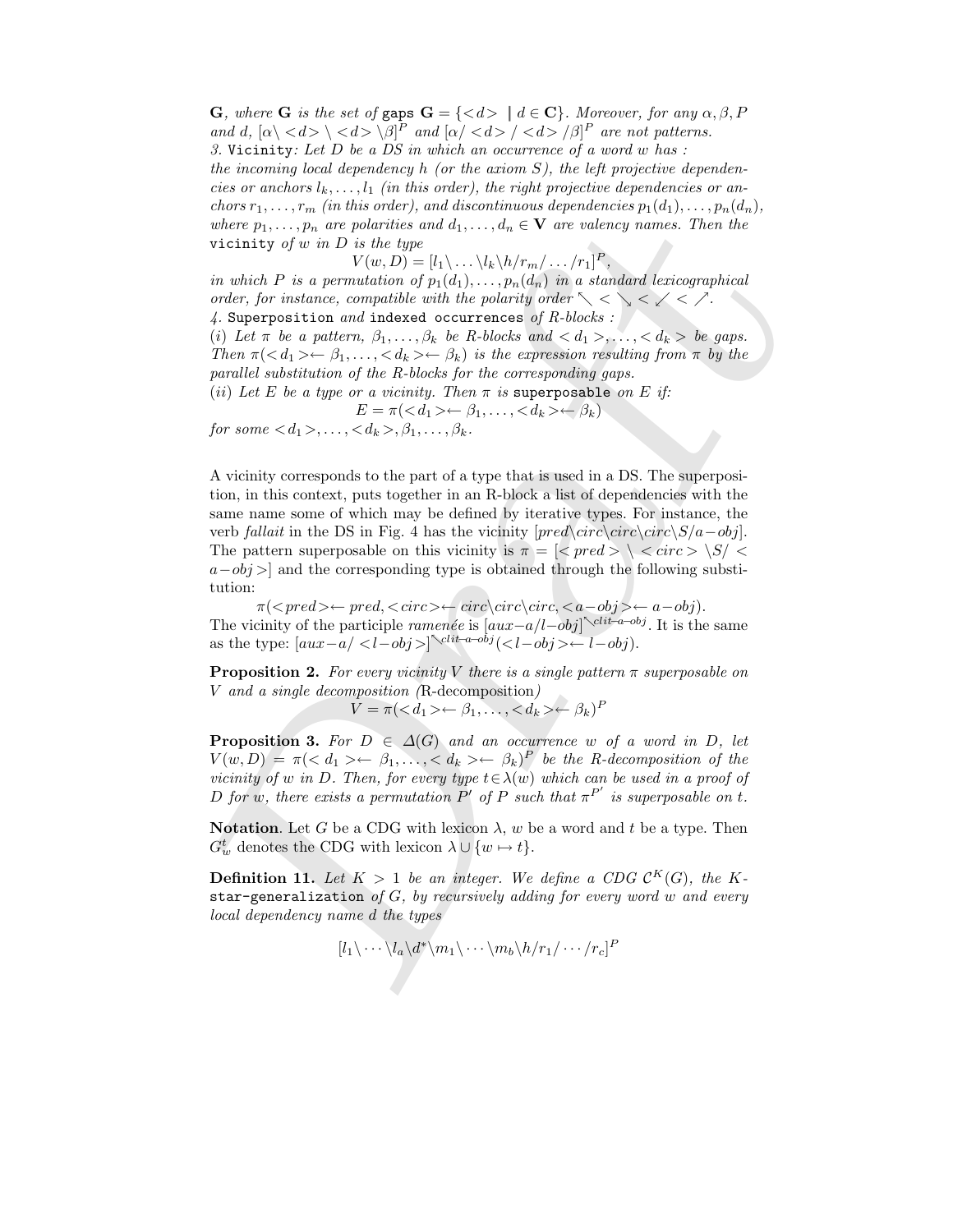*$\mathbf{G}$, where $\mathbf{G}$ is the set of* gaps $\mathbf{G} = \{<d> \mid d \in \mathbf{C}\}$. *Moreover, for any $\alpha, \beta, P$ and $d$, $[\alpha\backslash <d> \backslash <d> \backslash\beta]^P$ and $[\alpha/ <d> / <d> /\beta]^P$ are not patterns.*

*3.* Vicinity*: Let $D$ be a DS in which an occurrence of a word $w$ has : the incoming local dependency $h$ (or the axiom $S$), the left projective dependencies or anchors $l_k, \ldots, l_1$ (in this order), the right projective dependencies or anchors $r_1, \ldots, r_m$ (in this order), and discontinuous dependencies $p_1(d_1), \ldots, p_n(d_n)$, where $p_1, \ldots, p_n$ are polarities and $d_1, \ldots, d_n \in \mathbf{V}$ are valency names. Then the* vicinity *of $w$ in $D$ is the type*

$$V(w, D) = [l_1\backslash \ldots \backslash l_k\backslash h/r_m/ \ldots /r_1]^P,$$

*in which $P$ is a permutation of $p_1(d_1), \ldots, p_n(d_n)$ in a standard lexicographical order, for instance, compatible with the polarity order $\nwarrow < \searrow < \swarrow < \nearrow$.*

*4.* Superposition *and* indexed occurrences *of R-blocks :*

*(i) Let $\pi$ be a pattern, $\beta_1, \ldots, \beta_k$ be R-blocks and $<d_1>, \ldots, <d_k>$ be gaps. Then $\pi(<d_1>\leftarrow \beta_1, \ldots, <d_k>\leftarrow \beta_k)$ is the expression resulting from $\pi$ by the parallel substitution of the R-blocks for the corresponding gaps.*

*(ii) Let $E$ be a type or a vicinity. Then $\pi$ is* superposable *on $E$ if:*

$$E = \pi(<d_1>\leftarrow \beta_1, \ldots, <d_k>\leftarrow \beta_k)$$

*for some $<d_1>, \ldots, <d_k>, \beta_1, \ldots, \beta_k$.*

A vicinity corresponds to the part of a type that is used in a DS. The superposition, in this context, puts together in an R-block a list of dependencies with the same name some of which may be defined by iterative types. For instance, the verb *fallait* in the DS in Fig. 4 has the vicinity $[pred\backslash circ\backslash circ\backslash circ\backslash S/a{-}obj]$. The pattern superposable on this vicinity is $\pi = [<pred> \backslash <circ> \backslash S/ <a{-}obj>]$ and the corresponding type is obtained through the following substitution:

$\pi(<pred>\leftarrow pred, <circ>\leftarrow circ\backslash circ\backslash circ, <a{-}obj>\leftarrow a{-}obj)$.

The vicinity of the participle *ramenée* is $[aux{-}a/l{-}obj]^{\nwarrow clit{-}a{-}obj}$. It is the same as the type: $[aux{-}a/ <l{-}obj>]^{\nwarrow clit{-}a{-}obj}(<l{-}obj>\leftarrow l{-}obj)$.

**Proposition 2.** *For every vicinity $V$ there is a single pattern $\pi$ superposable on $V$ and a single decomposition (*R-decomposition*)*

$$V = \pi(<d_1>\leftarrow \beta_1, \ldots, <d_k>\leftarrow \beta_k)^P$$

**Proposition 3.** *For $D \in \Delta(G)$ and an occurrence $w$ of a word in $D$, let $V(w, D) = \pi(<d_1>\leftarrow \beta_1, \ldots, <d_k>\leftarrow \beta_k)^P$ be the R-decomposition of the vicinity of $w$ in $D$. Then, for every type $t \in \lambda(w)$ which can be used in a proof of $D$ for $w$, there exists a permutation $P'$ of $P$ such that $\pi^{P'}$ is superposable on $t$.*

**Notation**. Let $G$ be a CDG with lexicon $\lambda$, $w$ be a word and $t$ be a type. Then $G_w^t$ denotes the CDG with lexicon $\lambda \cup \{w \mapsto t\}$.

**Definition 11.** *Let $K > 1$ be an integer. We define a CDG $\mathcal{C}^K(G)$, the* $K$-star-generalization *of $G$, by recursively adding for every word $w$ and every local dependency name $d$ the types*

$$[l_1\backslash \cdots \backslash l_a\backslash d^*\backslash m_1\backslash \cdots \backslash m_b\backslash h/r_1/ \cdots /r_c]^P$$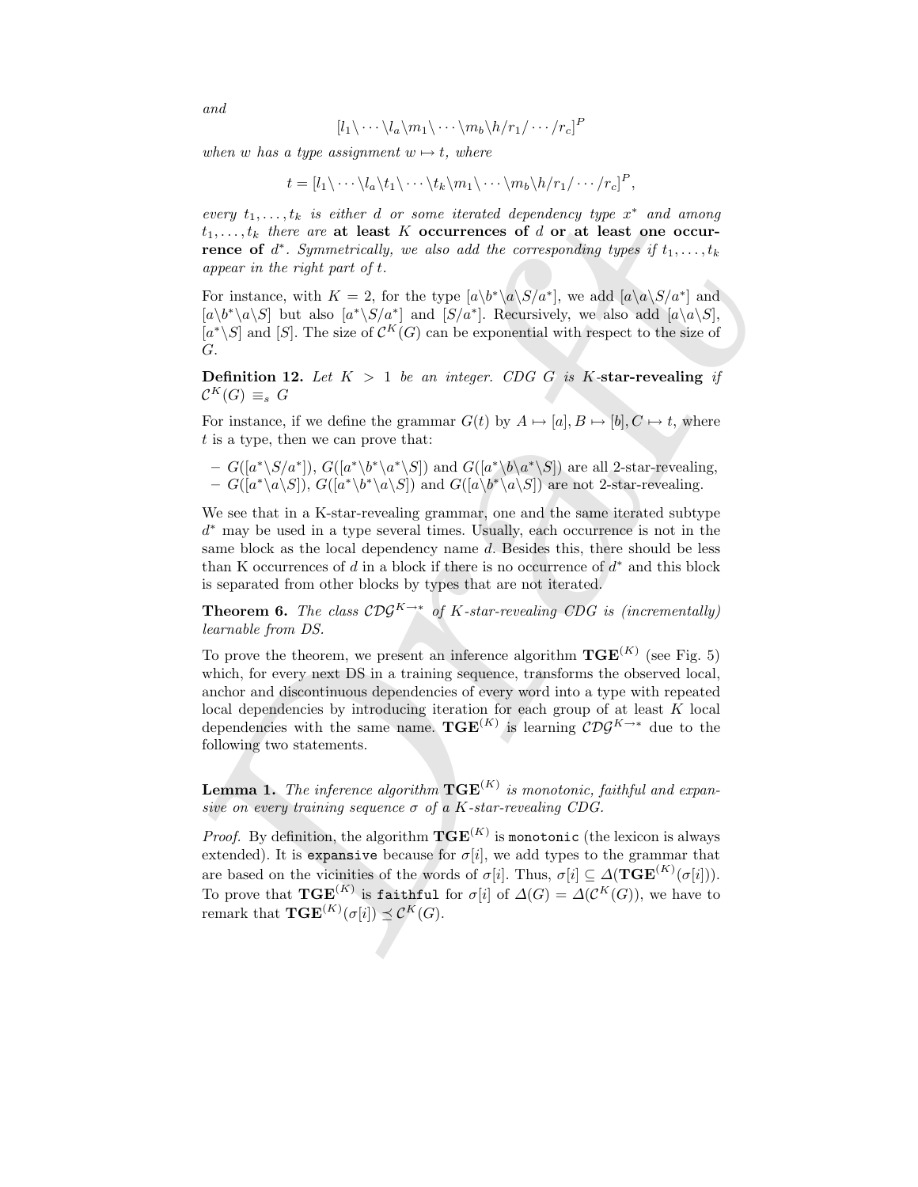*and*

$$[l_1\backslash \cdots \backslash l_a\backslash m_1\backslash \cdots \backslash m_b\backslash h/r_1/\cdots/r_c]^P$$

*when w has a type assignment $w \mapsto t$, where*

$$t = [l_1\backslash \cdots \backslash l_a\backslash t_1\backslash \cdots \backslash t_k\backslash m_1\backslash \cdots \backslash m_b\backslash h/r_1/\cdots/r_c]^P,$$

*every $t_1, \ldots, t_k$ is either $d$ or some iterated dependency type $x^*$ and among $t_1, \ldots, t_k$ there are* **at least** $K$ **occurrences of** $d$ **or at least one occurrence of** $d^*$. *Symmetrically, we also add the corresponding types if $t_1, \ldots, t_k$ appear in the right part of $t$.*

For instance, with $K = 2$, for the type $[a\backslash b^*\backslash a\backslash S/a^*]$, we add $[a\backslash a\backslash S/a^*]$ and $[a\backslash b^*\backslash a\backslash S]$ but also $[a^*\backslash S/a^*]$ and $[S/a^*]$. Recursively, we also add $[a\backslash a\backslash S]$, $[a^*\backslash S]$ and $[S]$. The size of $\mathcal{C}^K(G)$ can be exponential with respect to the size of $G$.

**Definition 12.** *Let $K > 1$ be an integer. CDG $G$ is $K$-***star-revealing** *if $\mathcal{C}^K(G) \equiv_s G$*

For instance, if we define the grammar $G(t)$ by $A \mapsto [a], B \mapsto [b], C \mapsto t$, where $t$ is a type, then we can prove that:

- $G([a^*\backslash S/a^*])$, $G([a^*\backslash b^*\backslash a^*\backslash S])$ and $G([a^*\backslash b\backslash a^*\backslash S])$ are all 2-star-revealing,
- $G([a^*\backslash a\backslash S])$, $G([a^*\backslash b^*\backslash a\backslash S])$ and $G([a\backslash b^*\backslash a\backslash S])$ are not 2-star-revealing.

We see that in a K-star-revealing grammar, one and the same iterated subtype $d^*$ may be used in a type several times. Usually, each occurrence is not in the same block as the local dependency name $d$. Besides this, there should be less than K occurrences of $d$ in a block if there is no occurrence of $d^*$ and this block is separated from other blocks by types that are not iterated.

**Theorem 6.** *The class $\mathcal{CDG}^{K\to *}$ of $K$-star-revealing CDG is (incrementally) learnable from DS.*

To prove the theorem, we present an inference algorithm $\mathbf{TGE}^{(K)}$ (see Fig. 5) which, for every next DS in a training sequence, transforms the observed local, anchor and discontinuous dependencies of every word into a type with repeated local dependencies by introducing iteration for each group of at least $K$ local dependencies with the same name. $\mathbf{TGE}^{(K)}$ is learning $\mathcal{CDG}^{K\to *}$ due to the following two statements.

**Lemma 1.** *The inference algorithm $\mathbf{TGE}^{(K)}$ is monotonic, faithful and expansive on every training sequence $\sigma$ of a $K$-star-revealing CDG.*

*Proof.* By definition, the algorithm $\mathbf{TGE}^{(K)}$ is `monotonic` (the lexicon is always extended). It is `expansive` because for $\sigma[i]$, we add types to the grammar that are based on the vicinities of the words of $\sigma[i]$. Thus, $\sigma[i] \subseteq \Delta(\mathbf{TGE}^{(K)}(\sigma[i]))$. To prove that $\mathbf{TGE}^{(K)}$ is `faithful` for $\sigma[i]$ of $\Delta(G) = \Delta(\mathcal{C}^K(G))$, we have to remark that $\mathbf{TGE}^{(K)}(\sigma[i]) \preceq \mathcal{C}^K(G)$.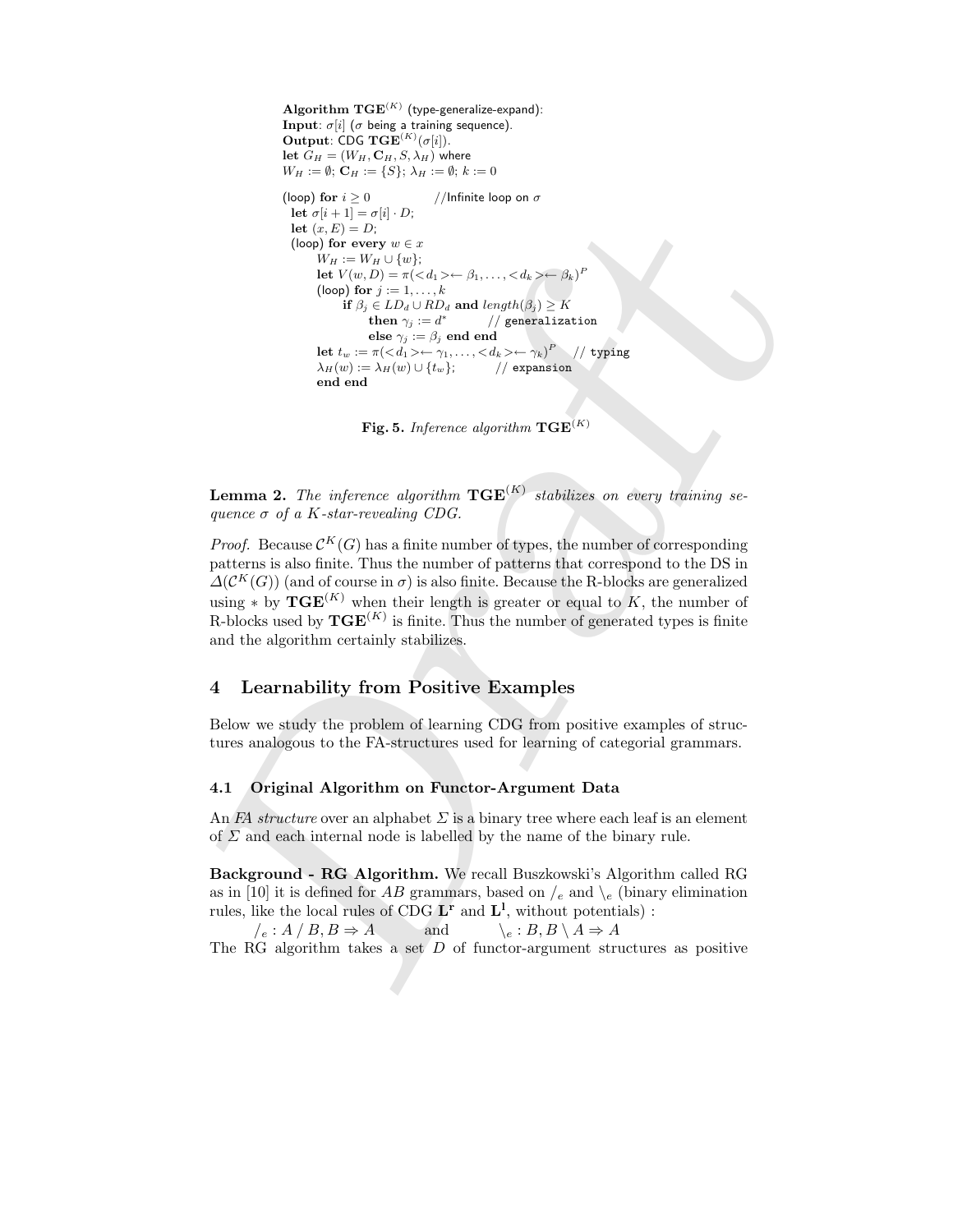```
Algorithm TGE^(K) (type-generalize-expand):
Input: σ[i] (σ being a training sequence).
Output: CDG TGE^(K)(σ[i]).
let G_H = (W_H, C_H, S, λ_H) where
W_H := ∅; C_H := {S}; λ_H := ∅; k := 0

(loop) for i ≥ 0                    //Infinite loop on σ
  let σ[i+1] = σ[i] · D;
  let (x, E) = D;
  (loop) for every w ∈ x
       W_H := W_H ∪ {w};
       let V(w, D) = π(<d_1>← β_1, ..., <d_k>← β_k)^P
       (loop) for j := 1, ..., k
            if β_j ∈ LD_d ∪ RD_d and length(β_j) ≥ K
                 then γ_j := d*         // generalization
                 else γ_j := β_j end end
       let t_w := π(<d_1>← γ_1, ..., <d_k>← γ_k)^P    // typing
       λ_H(w) := λ_H(w) ∪ {t_w};          // expansion
       end end
```

**Fig. 5.** *Inference algorithm* $\mathbf{TGE}^{(K)}$

**Lemma 2.** *The inference algorithm* $\mathbf{TGE}^{(K)}$ *stabilizes on every training sequence* $\sigma$ *of a* $K$*-star-revealing CDG.*

*Proof.* Because $\mathcal{C}^K(G)$ has a finite number of types, the number of corresponding patterns is also finite. Thus the number of patterns that correspond to the DS in $\Delta(\mathcal{C}^K(G))$ (and of course in $\sigma$) is also finite. Because the R-blocks are generalized using $*$ by $\mathbf{TGE}^{(K)}$ when their length is greater or equal to $K$, the number of R-blocks used by $\mathbf{TGE}^{(K)}$ is finite. Thus the number of generated types is finite and the algorithm certainly stabilizes.

## 4 Learnability from Positive Examples

Below we study the problem of learning CDG from positive examples of structures analogous to the FA-structures used for learning of categorial grammars.

### 4.1 Original Algorithm on Functor-Argument Data

An *FA structure* over an alphabet $\Sigma$ is a binary tree where each leaf is an element of $\Sigma$ and each internal node is labelled by the name of the binary rule.

**Background - RG Algorithm.** We recall Buszkowski's Algorithm called RG as in [10] it is defined for $AB$ grammars, based on $/_e$ and $\backslash_e$ (binary elimination rules, like the local rules of CDG $\mathbf{L^r}$ and $\mathbf{L^l}$, without potentials) :

$/_e : A \,/\, B, B \Rightarrow A$ and $\backslash_e : B, B \setminus A \Rightarrow A$

The RG algorithm takes a set $D$ of functor-argument structures as positive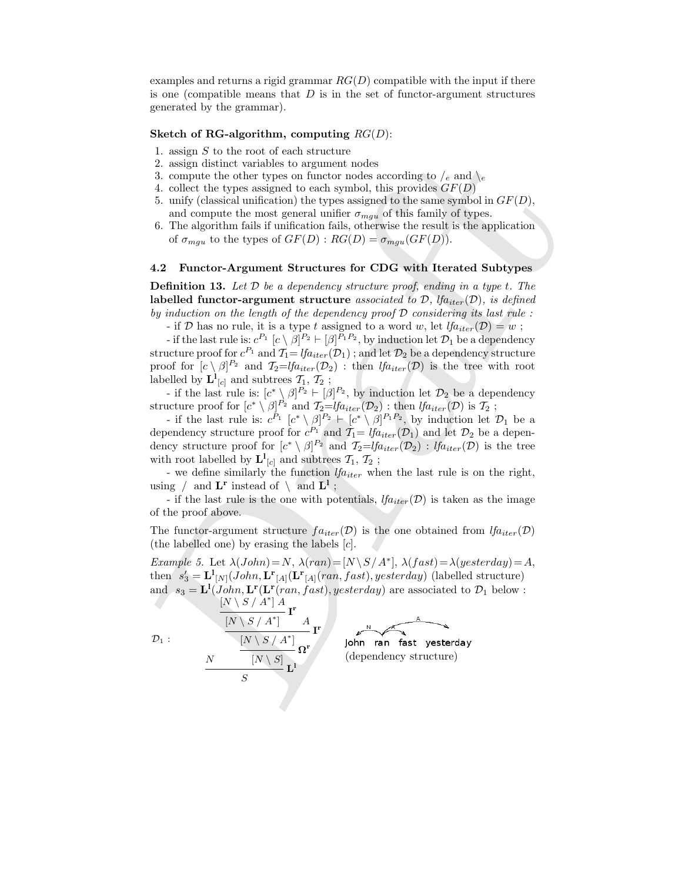examples and returns a rigid grammar $RG(D)$ compatible with the input if there is one (compatible means that $D$ is in the set of functor-argument structures generated by the grammar).

**Sketch of RG-algorithm, computing** $RG(D)$:

1. assign $S$ to the root of each structure
2. assign distinct variables to argument nodes
3. compute the other types on functor nodes according to $/_e$ and $\backslash_e$
4. collect the types assigned to each symbol, this provides $GF(D)$
5. unify (classical unification) the types assigned to the same symbol in $GF(D)$, and compute the most general unifier $\sigma_{mgu}$ of this family of types.
6. The algorithm fails if unification fails, otherwise the result is the application of $\sigma_{mgu}$ to the types of $GF(D)$ : $RG(D) = \sigma_{mgu}(GF(D))$.

### 4.2 Functor-Argument Structures for CDG with Iterated Subtypes

**Definition 13.** *Let $\mathcal{D}$ be a dependency structure proof, ending in a type $t$. The* **labelled functor-argument structure** *associated to $\mathcal{D}$, $lfa_{iter}(\mathcal{D})$, is defined by induction on the length of the dependency proof $\mathcal{D}$ considering its last rule :*

- if $\mathcal{D}$ has no rule, it is a type $t$ assigned to a word $w$, let $lfa_{iter}(\mathcal{D}) = w$ ;

- if the last rule is: $c^{P_1}\ [c \setminus \beta]^{P_2} \vdash [\beta]^{P_1 P_2}$, by induction let $\mathcal{D}_1$ be a dependency structure proof for $c^{P_1}$ and $\mathcal{T}_1 = lfa_{iter}(\mathcal{D}_1)$ ; and let $\mathcal{D}_2$ be a dependency structure proof for $[c \setminus \beta]^{P_2}$ and $\mathcal{T}_2 = lfa_{iter}(\mathcal{D}_2)$ : then $lfa_{iter}(\mathcal{D})$ is the tree with root labelled by $\mathbf{L^l}_{[c]}$ and subtrees $\mathcal{T}_1$, $\mathcal{T}_2$ ;

- if the last rule is: $[c^* \setminus \beta]^{P_2} \vdash [\beta]^{P_2}$, by induction let $\mathcal{D}_2$ be a dependency structure proof for $[c^* \setminus \beta]^{P_2}$ and $\mathcal{T}_2 = lfa_{iter}(\mathcal{D}_2)$ : then $lfa_{iter}(\mathcal{D})$ is $\mathcal{T}_2$ ;

- if the last rule is: $c^{P_1}\ [c^* \setminus \beta]^{P_2} \vdash [c^* \setminus \beta]^{P_1 P_2}$, by induction let $\mathcal{D}_1$ be a dependency structure proof for $c^{P_1}$ and $\mathcal{T}_1 = lfa_{iter}(\mathcal{D}_1)$ and let $\mathcal{D}_2$ be a dependency structure proof for $[c^* \setminus \beta]^{P_2}$ and $\mathcal{T}_2 = lfa_{iter}(\mathcal{D}_2)$ : $lfa_{iter}(\mathcal{D})$ is the tree with root labelled by $\mathbf{L^l}_{[c]}$ and subtrees $\mathcal{T}_1$, $\mathcal{T}_2$ ;

- we define similarly the function $lfa_{iter}$ when the last rule is on the right, using $/$ and $\mathbf{L^r}$ instead of $\setminus$ and $\mathbf{L^l}$ ;

- if the last rule is the one with potentials, $lfa_{iter}(\mathcal{D})$ is taken as the image of the proof above.

The functor-argument structure $fa_{iter}(\mathcal{D})$ is the one obtained from $lfa_{iter}(\mathcal{D})$ (the labelled one) by erasing the labels $[c]$.

*Example 5.* Let $\lambda(John) = N$, $\lambda(ran) = [N \setminus S / A^*]$, $\lambda(fast) = \lambda(yesterday) = A$, then $s'_3 = \mathbf{L^l}_{[N]}(John, \mathbf{L^r}_{[A]}(\mathbf{L^r}_{[A]}(ran, fast), yesterday)$ (labelled structure) and $s_3 = \mathbf{L^l}(John, \mathbf{L^r}(\mathbf{L^r}(ran, fast), yesterday)$ are associated to $\mathcal{D}_1$ below :

$$\mathcal{D}_1 : \quad \dfrac{N \qquad \dfrac{\dfrac{\dfrac{\dfrac{[N \setminus S \,/\, A^*]\ A}{[N \setminus S \,/\, A^*]}\mathbf{I^r} \qquad A}{[N \setminus S \,/\, A^*]}\mathbf{I^r}}{[N \setminus S]}\mathbf{\Omega^r}}{}}{S}\mathbf{L^l}$$

John ran fast yesterday
(dependency structure)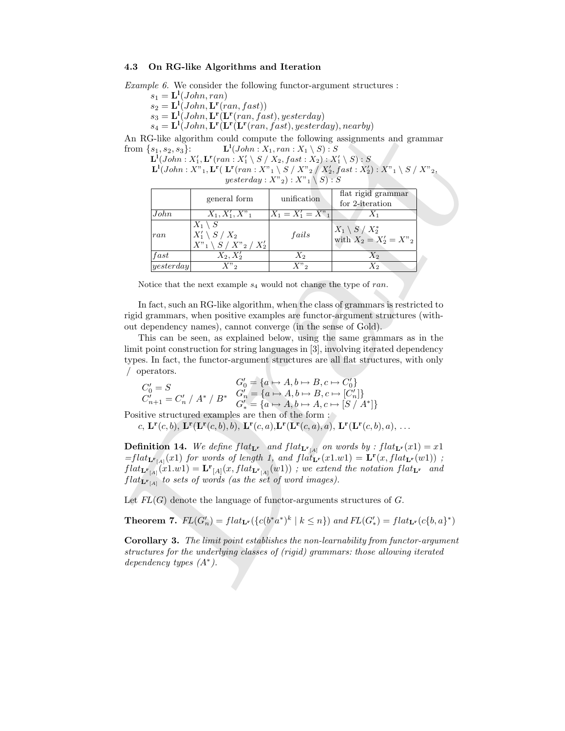### 4.3 On RG-like Algorithms and Iteration

*Example 6.* We consider the following functor-argument structures :

$s_1 = \mathbf{L^l}(John, ran)$
$s_2 = \mathbf{L^l}(John, \mathbf{L^r}(ran, fast))$
$s_3 = \mathbf{L^l}(John, \mathbf{L^r}(\mathbf{L^r}(ran, fast), yesterday)$
$s_4 = \mathbf{L^l}(John, \mathbf{L^r}(\mathbf{L^r}(\mathbf{L^r}(ran, fast), yesterday), nearby)$

An RG-like algorithm could compute the following assignments and grammar from $\{s_1, s_2, s_3\}$: $\mathbf{L^l}(John : X_1, ran : X_1 \setminus S) : S$

$\mathbf{L^l}(John : X_1', \mathbf{L^r}(ran : X_1' \setminus S \ / \ X_2, fast : X_2) : X_1' \setminus S) : S$

$\mathbf{L^l}(John : X"_1, \mathbf{L^r}(\ \mathbf{L^r}(ran : X"_1 \setminus S \ / \ X"_2 \ / \ X_2', fast : X_2') : X"_1 \setminus S \ / \ X"_2, yesterday : X"_2) : X"_1 \setminus S) : S$

| | general form | unification | flat rigid grammar for 2-iteration |
|---|---|---|---|
| $John$ | $X_1, X_1', X"_1$ | $X_1 = X_1' = X"_1$ | $X_1$ |
| $ran$ | $X_1 \setminus S$<br>$X_1' \setminus S \ / \ X_2$<br>$X"_1 \setminus S \ / \ X"_2 \ / \ X_2'$ | $fails$ | $X_1 \setminus S \ / \ X_2^*$<br>with $X_2 = X_2' = X"_2$ |
| $fast$ | $X_2, X_2'$ | $X_2$ | $X_2$ |
| $yesterday$ | $X"_2$ | $X"_2$ | $X_2$ |

Notice that the next example $s_4$ would not change the type of $ran$.

In fact, such an RG-like algorithm, when the class of grammars is restricted to rigid grammars, when positive examples are functor-argument structures (without dependency names), cannot converge (in the sense of Gold).

This can be seen, as explained below, using the same grammars as in the limit point construction for string languages in [3], involving iterated dependency types. In fact, the functor-argument structures are all flat structures, with only $/$ operators.

$$C_0' = S \qquad G_0' = \{a \mapsto A, b \mapsto B, c \mapsto C_0'\}$$
$$C_{n+1}' = C_n' \ / \ A^* \ / \ B^* \qquad G_n' = \{a \mapsto A, b \mapsto B, c \mapsto [C_n']\}$$
$$G_*' = \{a \mapsto A, b \mapsto A, c \mapsto [S \ / \ A^*]\}$$

Positive structured examples are then of the form :

$c$, $\mathbf{L^r}(c, b)$, $\mathbf{L^r}(\mathbf{L^r}(c, b), b)$, $\mathbf{L^r}(c, a)$,$\mathbf{L^r}(\mathbf{L^r}(c, a), a)$, $\mathbf{L^r}(\mathbf{L^r}(c, b), a)$, ...

**Definition 14.** *We define $flat_{\mathbf{L^r}}$ and $flat_{\mathbf{L^r}_{[A]}}$ on words by : $flat_{\mathbf{L^r}}(x1) = x1$ $= flat_{\mathbf{L^r}_{[A]}}(x1)$ for words of length 1, and $flat_{\mathbf{L^r}}(x1.w1) = \mathbf{L^r}(x, flat_{\mathbf{L^r}}(w1))$ ; $flat_{\mathbf{L^r}_{[A]}}(x1.w1) = \mathbf{L^r}_{[A]}(x, flat_{\mathbf{L^r}_{[A]}}(w1))$ ; we extend the notation $flat_{\mathbf{L^r}}$ and $flat_{\mathbf{L^r}_{[A]}}$ to sets of words (as the set of word images).*

Let $FL(G)$ denote the language of functor-arguments structures of $G$.

**Theorem 7.** *$FL(G_n') = flat_{\mathbf{L^r}}(\{c(b^*a^*)^k \mid k \leq n\})$ and $FL(G_*') = flat_{\mathbf{L^r}}(c\{b, a\}^*)$*

**Corollary 3.** *The limit point establishes the non-learnability from functor-argument structures for the underlying classes of (rigid) grammars: those allowing iterated dependency types ($A^*$).*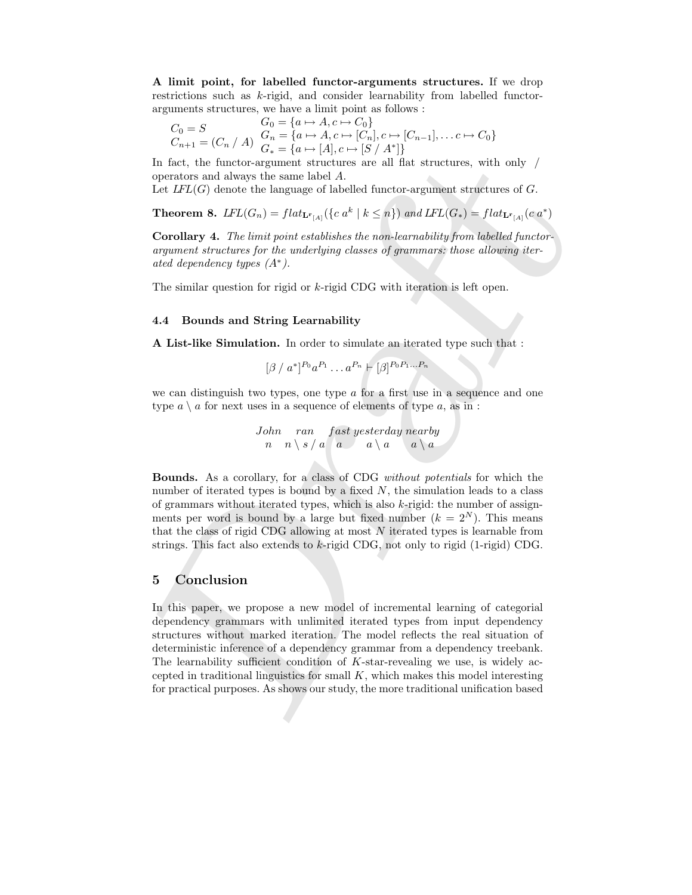**A limit point, for labelled functor-arguments structures.** If we drop restrictions such as $k$-rigid, and consider learnability from labelled functor-arguments structures, we have a limit point as follows :

$$\begin{array}{ll} C_0 = S & G_0 = \{a \mapsto A, c \mapsto C_0\} \\ C_{n+1} = (C_n \,/\, A) & G_n = \{a \mapsto A, c \mapsto [C_n], c \mapsto [C_{n-1}], \ldots c \mapsto C_0\} \\ & G_* = \{a \mapsto [A], c \mapsto [S \,/\, A^*]\} \end{array}$$

In fact, the functor-argument structures are all flat structures, with only $/$ operators and always the same label $A$.
Let $LFL(G)$ denote the language of labelled functor-argument structures of $G$.

**Theorem 8.** $LFL(G_n) = flat_{\mathbf{L^r}_{[A]}}(\{c\ a^k \mid k \leq n\})$ *and* $LFL(G_*) = flat_{\mathbf{L^r}_{[A]}}(c\ a^*)$

**Corollary 4.** *The limit point establishes the non-learnability from labelled functor-argument structures for the underlying classes of grammars: those allowing iterated dependency types ($A^*$).*

The similar question for rigid or $k$-rigid CDG with iteration is left open.

### 4.4 Bounds and String Learnability

**A List-like Simulation.** In order to simulate an iterated type such that :

$$[\beta \,/\, a^*]^{P_0} a^{P_1} \ldots a^{P_n} \vdash [\beta]^{P_0 P_1 \ldots P_n}$$

we can distinguish two types, one type $a$ for a first use in a sequence and one type $a \setminus a$ for next uses in a sequence of elements of type $a$, as in :

$$\begin{array}{ccccc} John & ran & fast & yesterday & nearby \\ n & n \setminus s \,/\, a & a & a \setminus a & a \setminus a \end{array}$$

**Bounds.** As a corollary, for a class of CDG *without potentials* for which the number of iterated types is bound by a fixed $N$, the simulation leads to a class of grammars without iterated types, which is also $k$-rigid: the number of assignments per word is bound by a large but fixed number ($k = 2^N$). This means that the class of rigid CDG allowing at most $N$ iterated types is learnable from strings. This fact also extends to $k$-rigid CDG, not only to rigid (1-rigid) CDG.

## 5 Conclusion

In this paper, we propose a new model of incremental learning of categorial dependency grammars with unlimited iterated types from input dependency structures without marked iteration. The model reflects the real situation of deterministic inference of a dependency grammar from a dependency treebank. The learnability sufficient condition of $K$-star-revealing we use, is widely accepted in traditional linguistics for small $K$, which makes this model interesting for practical purposes. As shows our study, the more traditional unification based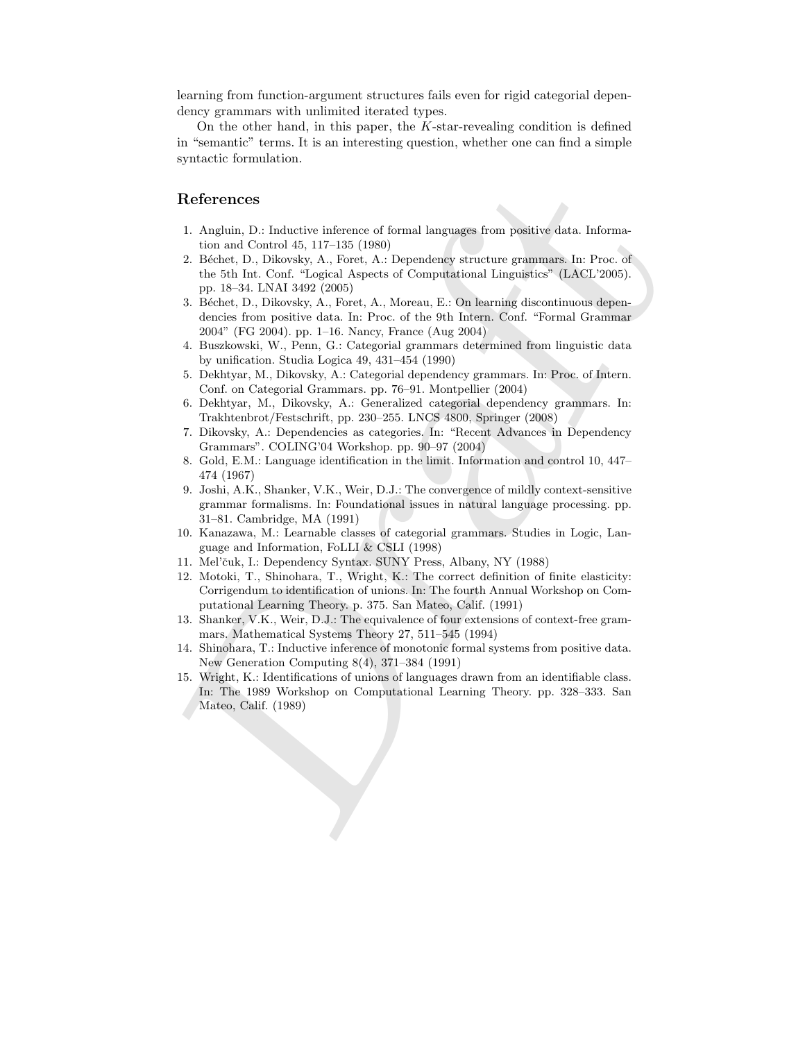learning from function-argument structures fails even for rigid categorial dependency grammars with unlimited iterated types.

On the other hand, in this paper, the $K$-star-revealing condition is defined in "semantic" terms. It is an interesting question, whether one can find a simple syntactic formulation.

## References

1. Angluin, D.: Inductive inference of formal languages from positive data. Information and Control 45, 117–135 (1980)
2. Béchet, D., Dikovsky, A., Foret, A.: Dependency structure grammars. In: Proc. of the 5th Int. Conf. "Logical Aspects of Computational Linguistics" (LACL'2005). pp. 18–34. LNAI 3492 (2005)
3. Béchet, D., Dikovsky, A., Foret, A., Moreau, E.: On learning discontinuous dependencies from positive data. In: Proc. of the 9th Intern. Conf. "Formal Grammar 2004" (FG 2004). pp. 1–16. Nancy, France (Aug 2004)
4. Buszkowski, W., Penn, G.: Categorial grammars determined from linguistic data by unification. Studia Logica 49, 431–454 (1990)
5. Dekhtyar, M., Dikovsky, A.: Categorial dependency grammars. In: Proc. of Intern. Conf. on Categorial Grammars. pp. 76–91. Montpellier (2004)
6. Dekhtyar, M., Dikovsky, A.: Generalized categorial dependency grammars. In: Trakhtenbrot/Festschrift, pp. 230–255. LNCS 4800, Springer (2008)
7. Dikovsky, A.: Dependencies as categories. In: "Recent Advances in Dependency Grammars". COLING'04 Workshop. pp. 90–97 (2004)
8. Gold, E.M.: Language identification in the limit. Information and control 10, 447–474 (1967)
9. Joshi, A.K., Shanker, V.K., Weir, D.J.: The convergence of mildly context-sensitive grammar formalisms. In: Foundational issues in natural language processing. pp. 31–81. Cambridge, MA (1991)
10. Kanazawa, M.: Learnable classes of categorial grammars. Studies in Logic, Language and Information, FoLLI & CSLI (1998)
11. Mel'čuk, I.: Dependency Syntax. SUNY Press, Albany, NY (1988)
12. Motoki, T., Shinohara, T., Wright, K.: The correct definition of finite elasticity: Corrigendum to identification of unions. In: The fourth Annual Workshop on Computational Learning Theory. p. 375. San Mateo, Calif. (1991)
13. Shanker, V.K., Weir, D.J.: The equivalence of four extensions of context-free grammars. Mathematical Systems Theory 27, 511–545 (1994)
14. Shinohara, T.: Inductive inference of monotonic formal systems from positive data. New Generation Computing 8(4), 371–384 (1991)
15. Wright, K.: Identifications of unions of languages drawn from an identifiable class. In: The 1989 Workshop on Computational Learning Theory. pp. 328–333. San Mateo, Calif. (1989)